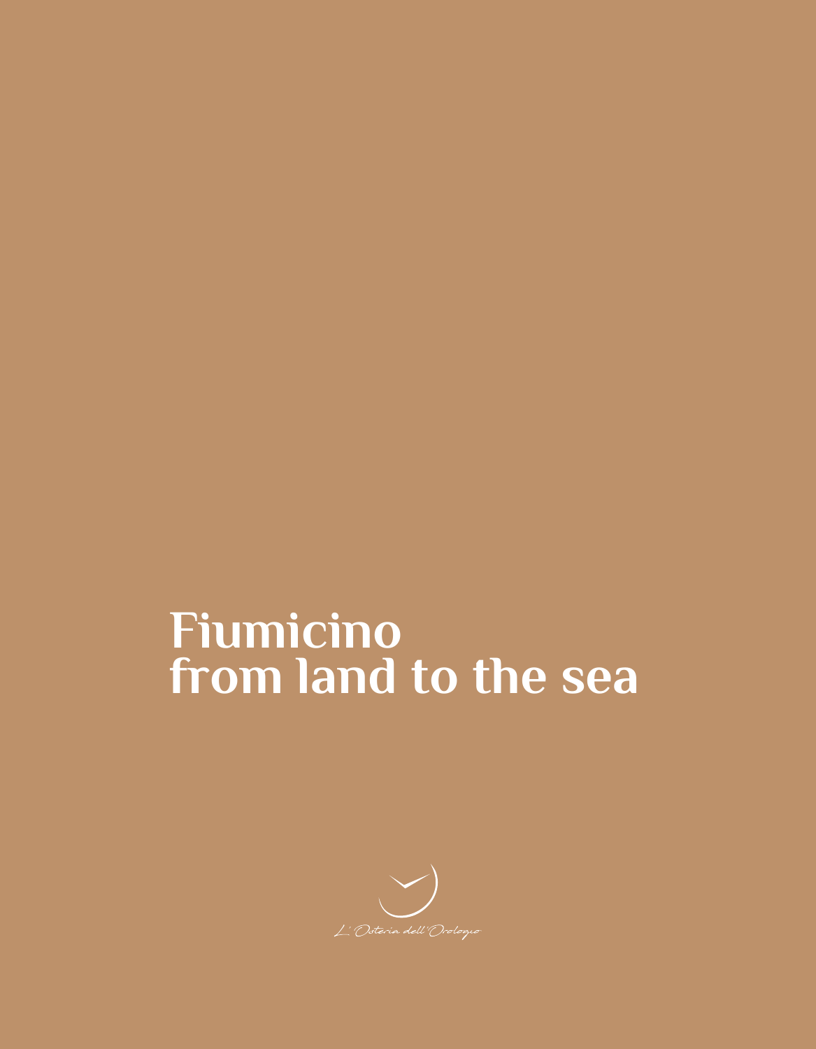# Fiumicino
# from land to the sea

L' Osteria dell'Orologio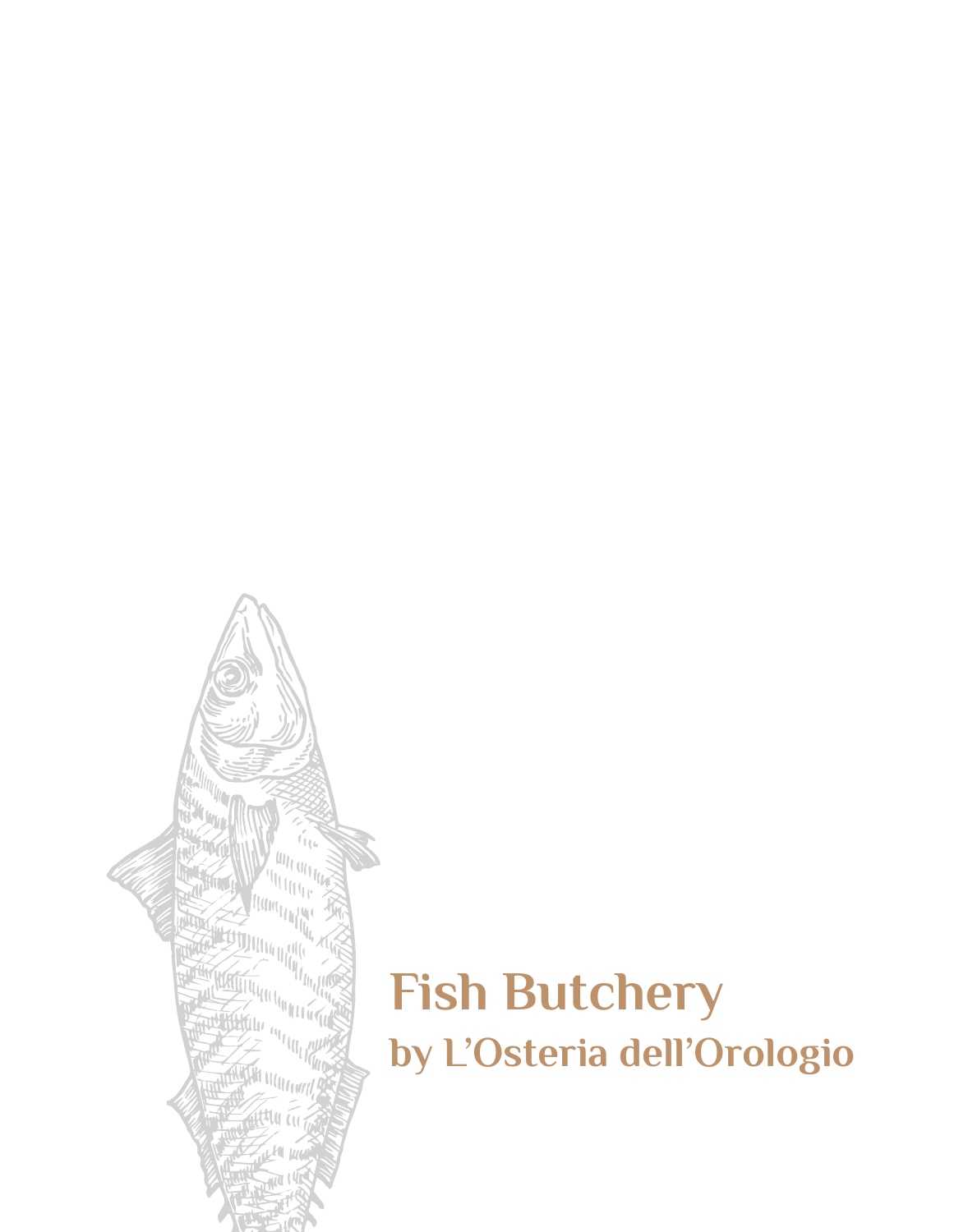# Fish Butchery

## by L'Osteria dell'Orologio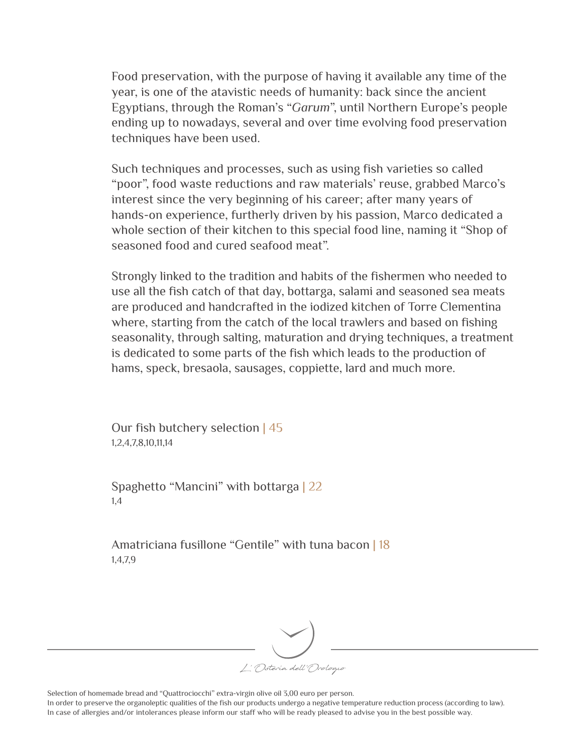Food preservation, with the purpose of having it available any time of the year, is one of the atavistic needs of humanity: back since the ancient Egyptians, through the Roman's "*Garum*", until Northern Europe's people ending up to nowadays, several and over time evolving food preservation techniques have been used.

Such techniques and processes, such as using fish varieties so called "poor", food waste reductions and raw materials' reuse, grabbed Marco's interest since the very beginning of his career; after many years of hands-on experience, furtherly driven by his passion, Marco dedicated a whole section of their kitchen to this special food line, naming it "Shop of seasoned food and cured seafood meat".

Strongly linked to the tradition and habits of the fishermen who needed to use all the fish catch of that day, bottarga, salami and seasoned sea meats are produced and handcrafted in the iodized kitchen of Torre Clementina where, starting from the catch of the local trawlers and based on fishing seasonality, through salting, maturation and drying techniques, a treatment is dedicated to some parts of the fish which leads to the production of hams, speck, bresaola, sausages, coppiette, lard and much more.

Our fish butchery selection | 45
1,2,4,7,8,10,11,14

Spaghetto "Mancini" with bottarga | 22
1,4

Amatriciana fusillone "Gentile" with tuna bacon | 18
1,4,7,9

L' Osteria dell' Orologio

Selection of homemade bread and "Quattrociocchi" extra-virgin olive oil 3,00 euro per person.
In order to preserve the organoleptic qualities of the fish our products undergo a negative temperature reduction process (according to law).
In case of allergies and/or intolerances please inform our staff who will be ready pleased to advise you in the best possible way.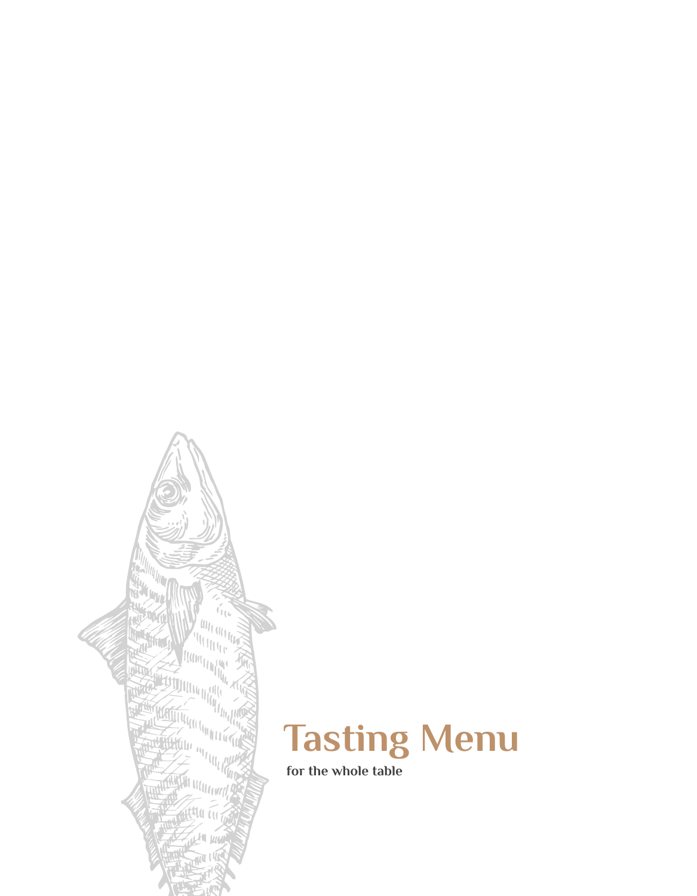# Tasting Menu

**for the whole table**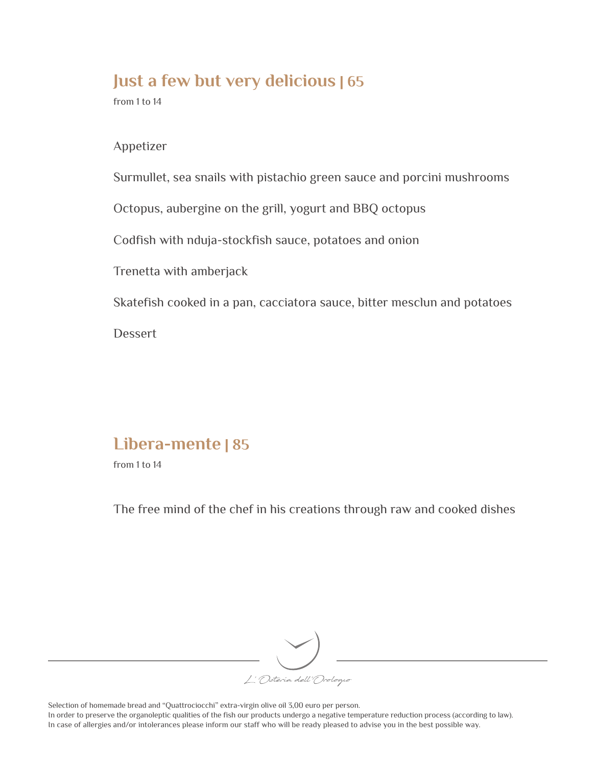## Just a few but very delicious | 65

from 1 to 14

Appetizer

Surmullet, sea snails with pistachio green sauce and porcini mushrooms

Octopus, aubergine on the grill, yogurt and BBQ octopus

Codfish with nduja-stockfish sauce, potatoes and onion

Trenetta with amberjack

Skatefish cooked in a pan, cacciatora sauce, bitter mesclun and potatoes

Dessert

## Libera-mente | 85

from 1 to 14

The free mind of the chef in his creations through raw and cooked dishes

L' Osteria dell'Orologio

Selection of homemade bread and "Quattrociocchi" extra-virgin olive oil 3,00 euro per person.
In order to preserve the organoleptic qualities of the fish our products undergo a negative temperature reduction process (according to law).
In case of allergies and/or intolerances please inform our staff who will be ready pleased to advise you in the best possible way.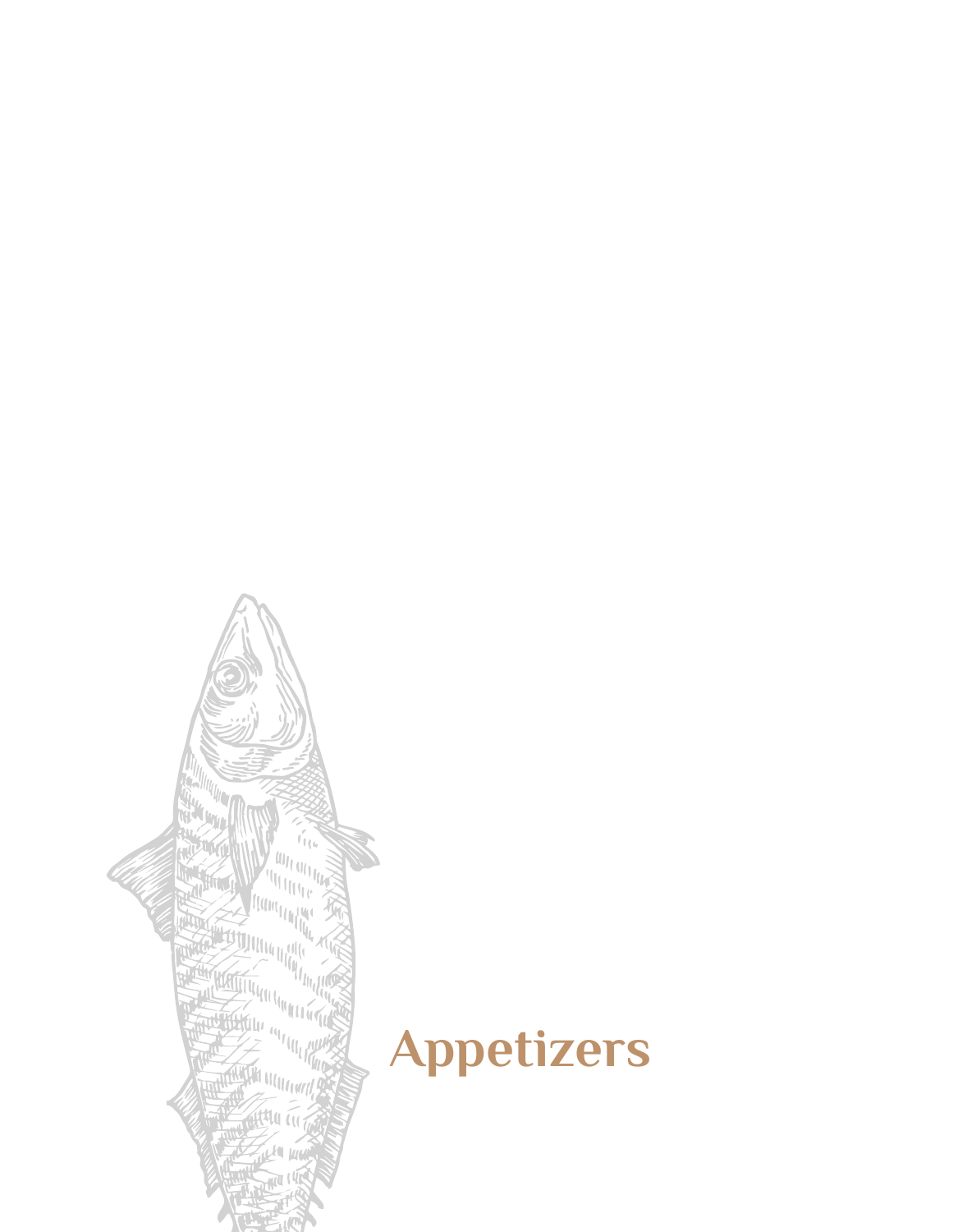# Appetizers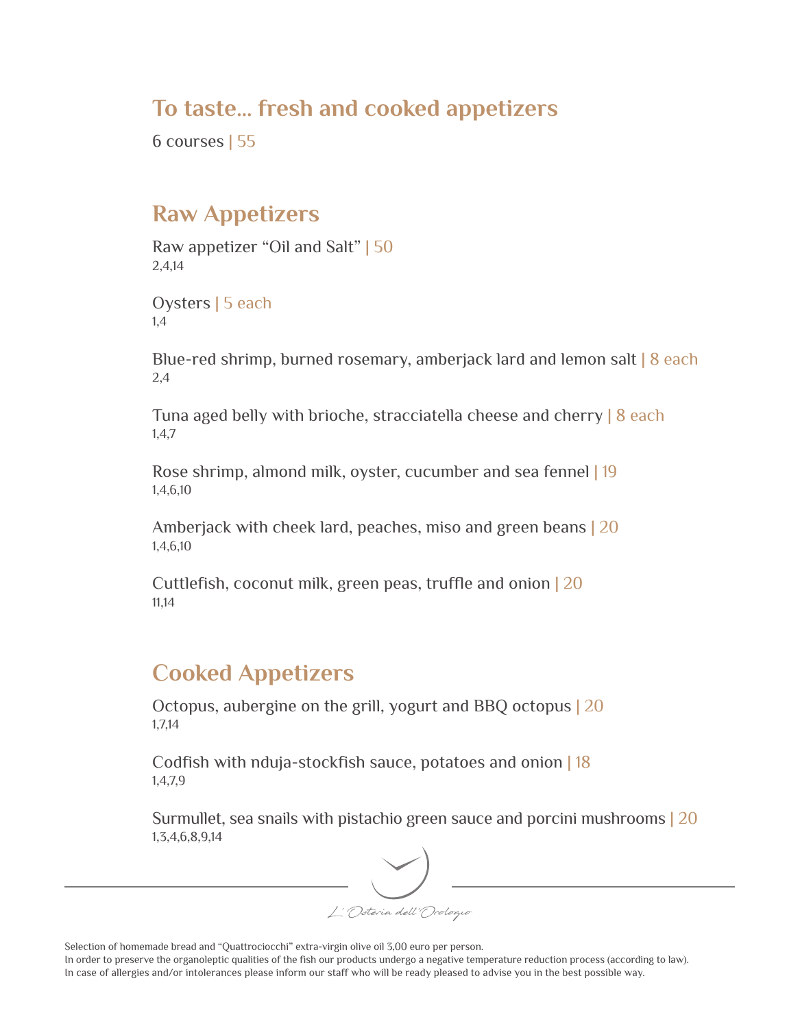## To taste... fresh and cooked appetizers

6 courses | 55

## Raw Appetizers

Raw appetizer “Oil and Salt” | 50
2,4,14

Oysters | 5 each
1,4

Blue-red shrimp, burned rosemary, amberjack lard and lemon salt | 8 each
2,4

Tuna aged belly with brioche, stracciatella cheese and cherry | 8 each
1,4,7

Rose shrimp, almond milk, oyster, cucumber and sea fennel | 19
1,4,6,10

Amberjack with cheek lard, peaches, miso and green beans | 20
1,4,6,10

Cuttlefish, coconut milk, green peas, truffle and onion | 20
11,14

## Cooked Appetizers

Octopus, aubergine on the grill, yogurt and BBQ octopus | 20
1,7,14

Codfish with nduja-stockfish sauce, potatoes and onion | 18
1,4,7,9

Surmullet, sea snails with pistachio green sauce and porcini mushrooms | 20
1,3,4,6,8,9,14

L’ Osteria dell’ Orologio

Selection of homemade bread and “Quattrociocchi” extra-virgin olive oil 3,00 euro per person.
In order to preserve the organoleptic qualities of the fish our products undergo a negative temperature reduction process (according to law).
In case of allergies and/or intolerances please inform our staff who will be ready pleased to advise you in the best possible way.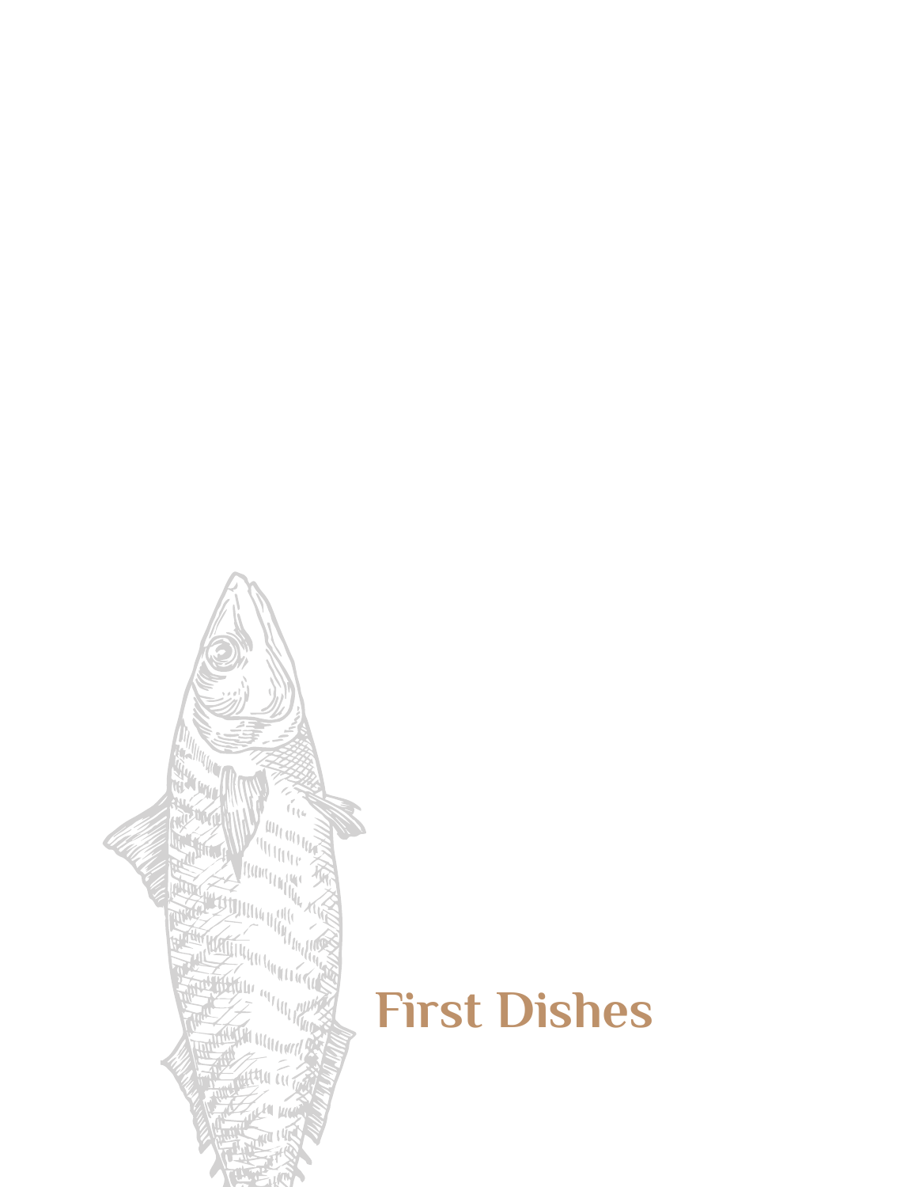# First Dishes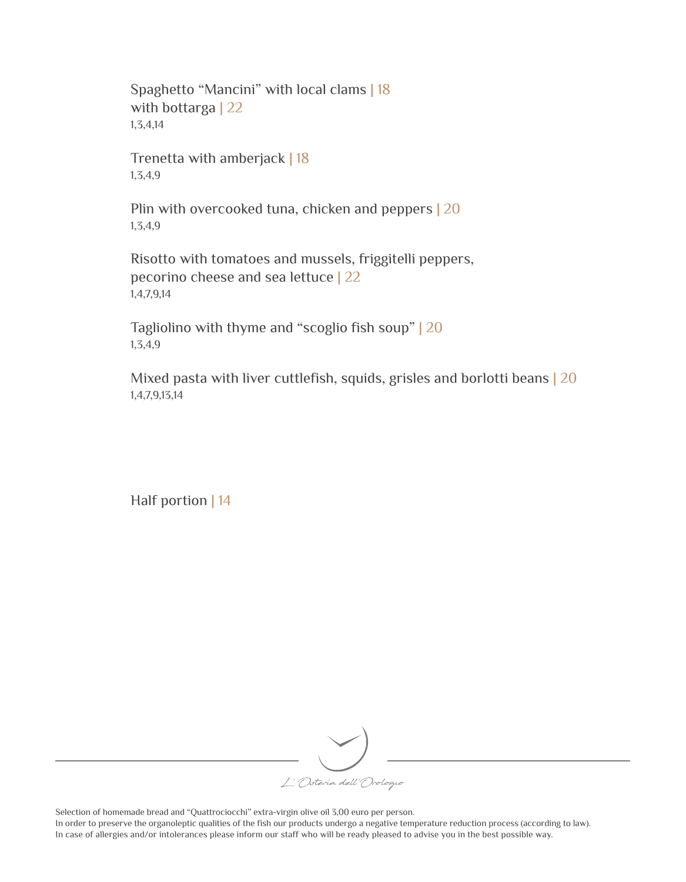Spaghetto "Mancini" with local clams | 18
with bottarga | 22
1,3,4,14

Trenetta with amberjack | 18
1,3,4,9

Plin with overcooked tuna, chicken and peppers | 20
1,3,4,9

Risotto with tomatoes and mussels, friggitelli peppers,
pecorino cheese and sea lettuce | 22
1,4,7,9,14

Tagliolino with thyme and "scoglio fish soup" | 20
1,3,4,9

Mixed pasta with liver cuttlefish, squids, grisles and borlotti beans | 20
1,4,7,9,13,14

Half portion | 14

L' Osteria dell'Orologio

Selection of homemade bread and "Quattrociocchi" extra-virgin olive oil 3,00 euro per person.
In order to preserve the organoleptic qualities of the fish our products undergo a negative temperature reduction process (according to law).
In case of allergies and/or intolerances please inform our staff who will be ready pleased to advise you in the best possible way.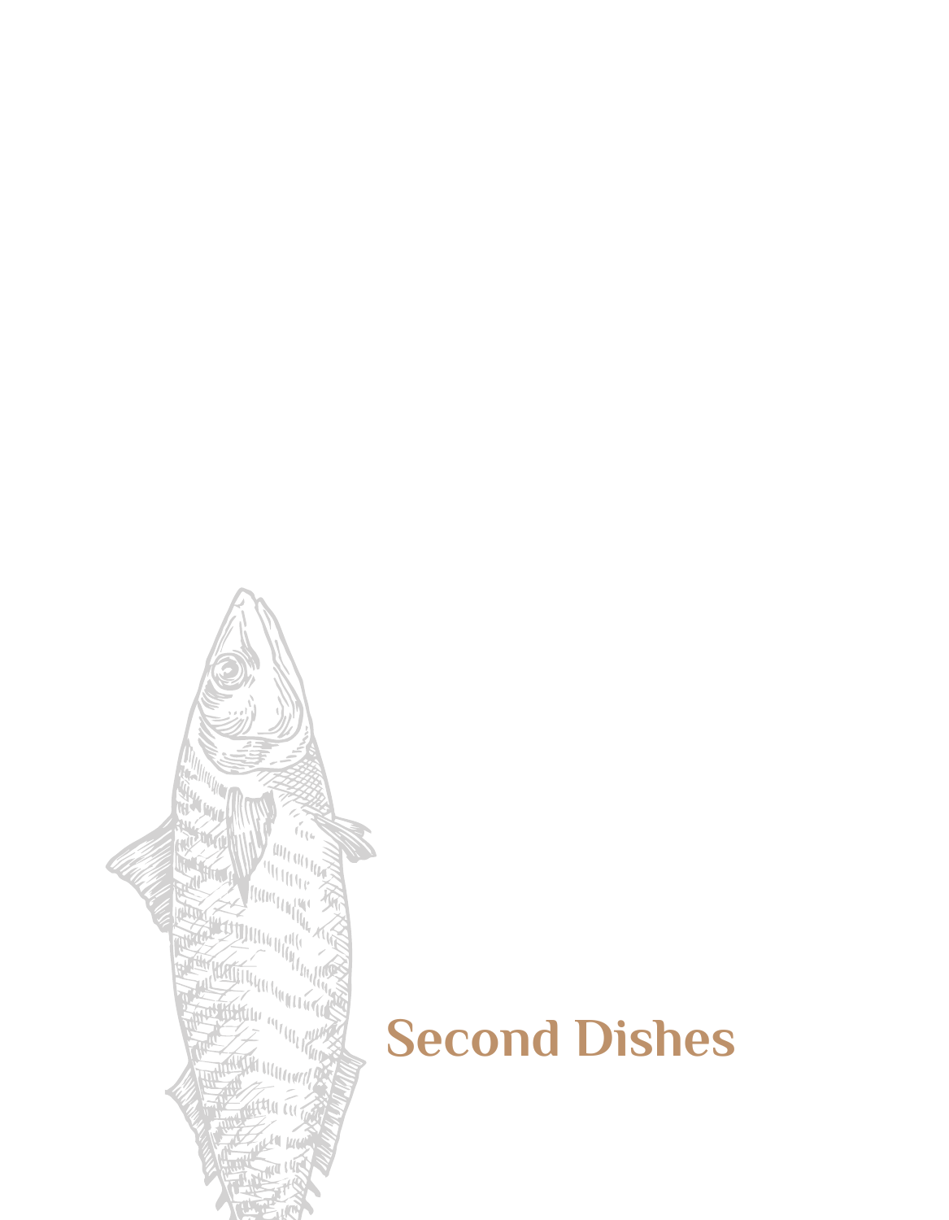# Second Dishes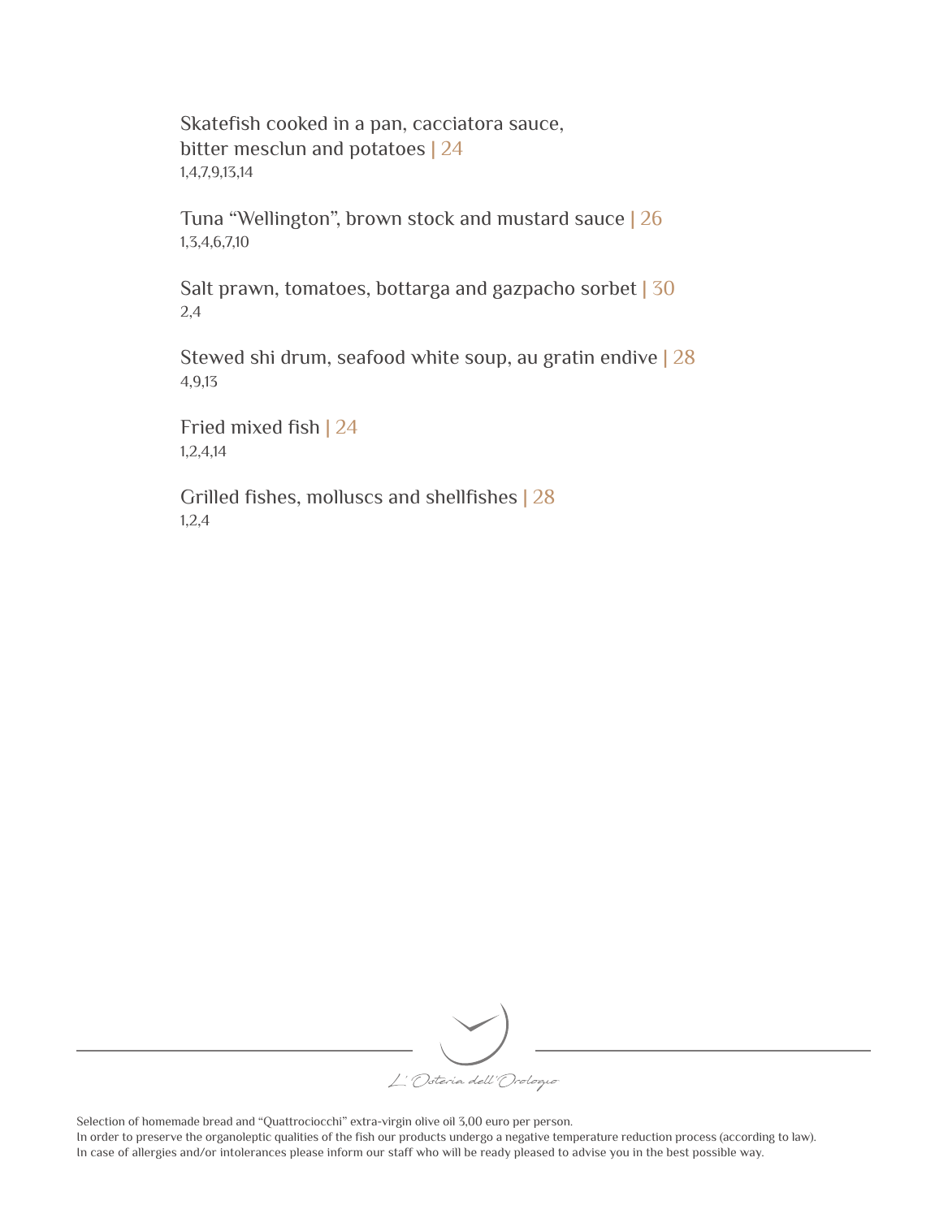Skatefish cooked in a pan, cacciatora sauce,
bitter mesclun and potatoes | 24
1,4,7,9,13,14

Tuna "Wellington", brown stock and mustard sauce | 26
1,3,4,6,7,10

Salt prawn, tomatoes, bottarga and gazpacho sorbet | 30
2,4

Stewed shi drum, seafood white soup, au gratin endive | 28
4,9,13

Fried mixed fish | 24
1,2,4,14

Grilled fishes, molluscs and shellfishes | 28
1,2,4

L' Osteria dell' Orologio

Selection of homemade bread and "Quattrociocchi" extra-virgin olive oil 3,00 euro per person.
In order to preserve the organoleptic qualities of the fish our products undergo a negative temperature reduction process (according to law).
In case of allergies and/or intolerances please inform our staff who will be ready pleased to advise you in the best possible way.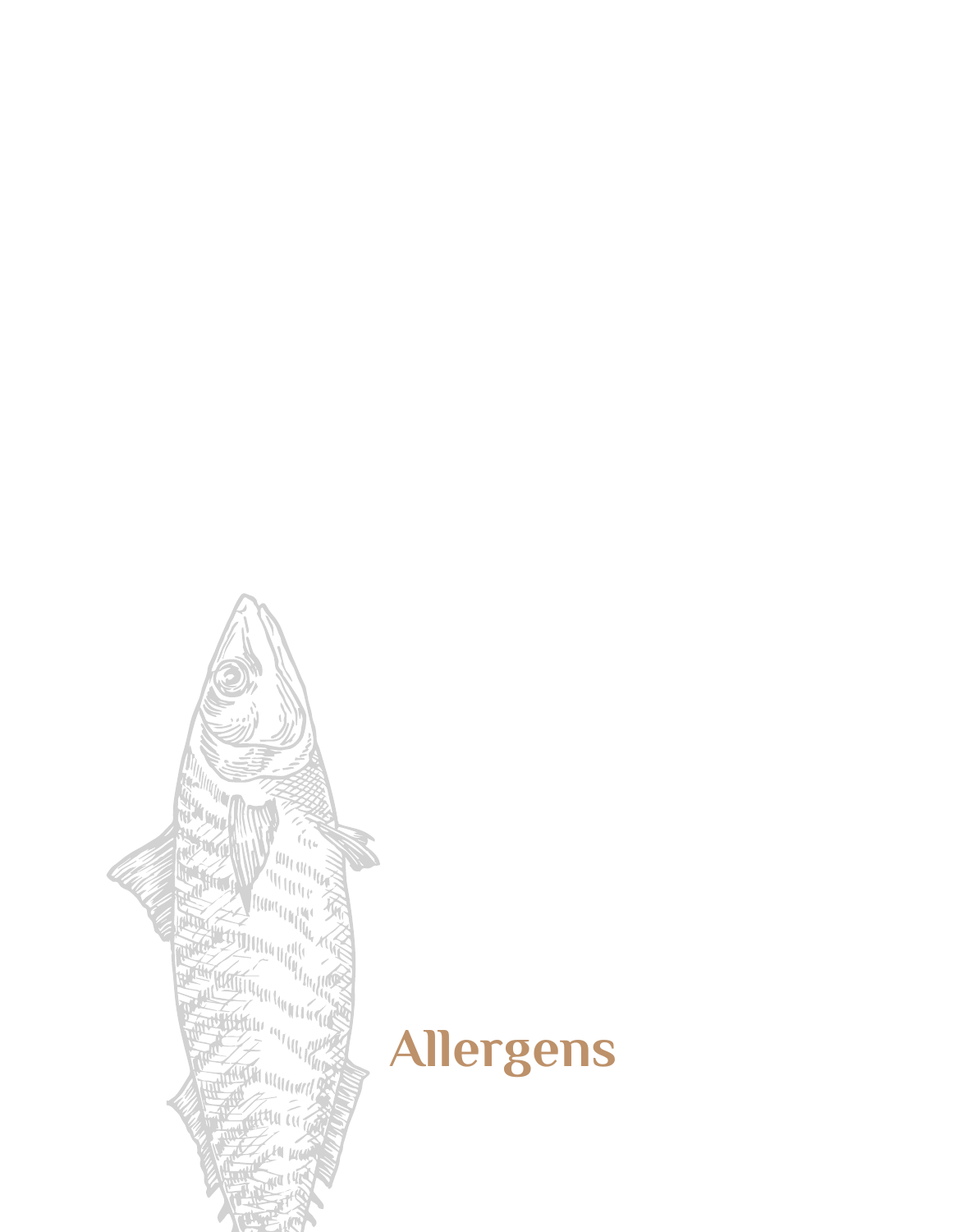# Allergens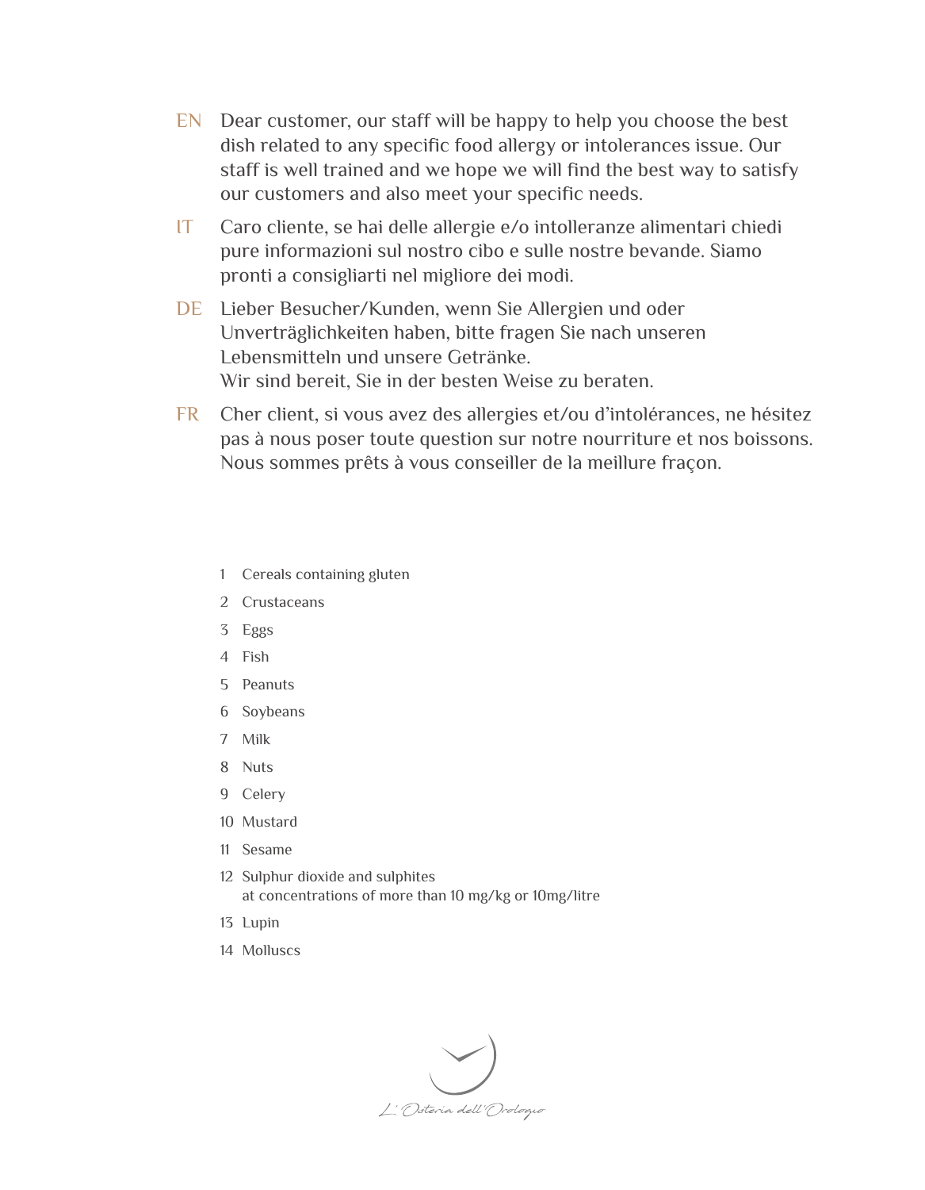**EN** Dear customer, our staff will be happy to help you choose the best dish related to any specific food allergy or intolerances issue. Our staff is well trained and we hope we will find the best way to satisfy our customers and also meet your specific needs.

**IT** Caro cliente, se hai delle allergie e/o intolleranze alimentari chiedi pure informazioni sul nostro cibo e sulle nostre bevande. Siamo pronti a consigliarti nel migliore dei modi.

**DE** Lieber Besucher/Kunden, wenn Sie Allergien und oder Unverträglichkeiten haben, bitte fragen Sie nach unseren Lebensmitteln und unsere Getränke.
Wir sind bereit, Sie in der besten Weise zu beraten.

**FR** Cher client, si vous avez des allergies et/ou d'intolérances, ne hésitez pas à nous poser toute question sur notre nourriture et nos boissons. Nous sommes prêts à vous conseiller de la meillure fraçon.

1. Cereals containing gluten
2. Crustaceans
3. Eggs
4. Fish
5. Peanuts
6. Soybeans
7. Milk
8. Nuts
9. Celery
10. Mustard
11. Sesame
12. Sulphur dioxide and sulphites
    at concentrations of more than 10 mg/kg or 10mg/litre
13. Lupin
14. Molluscs

L'Osteria dell'Orologio